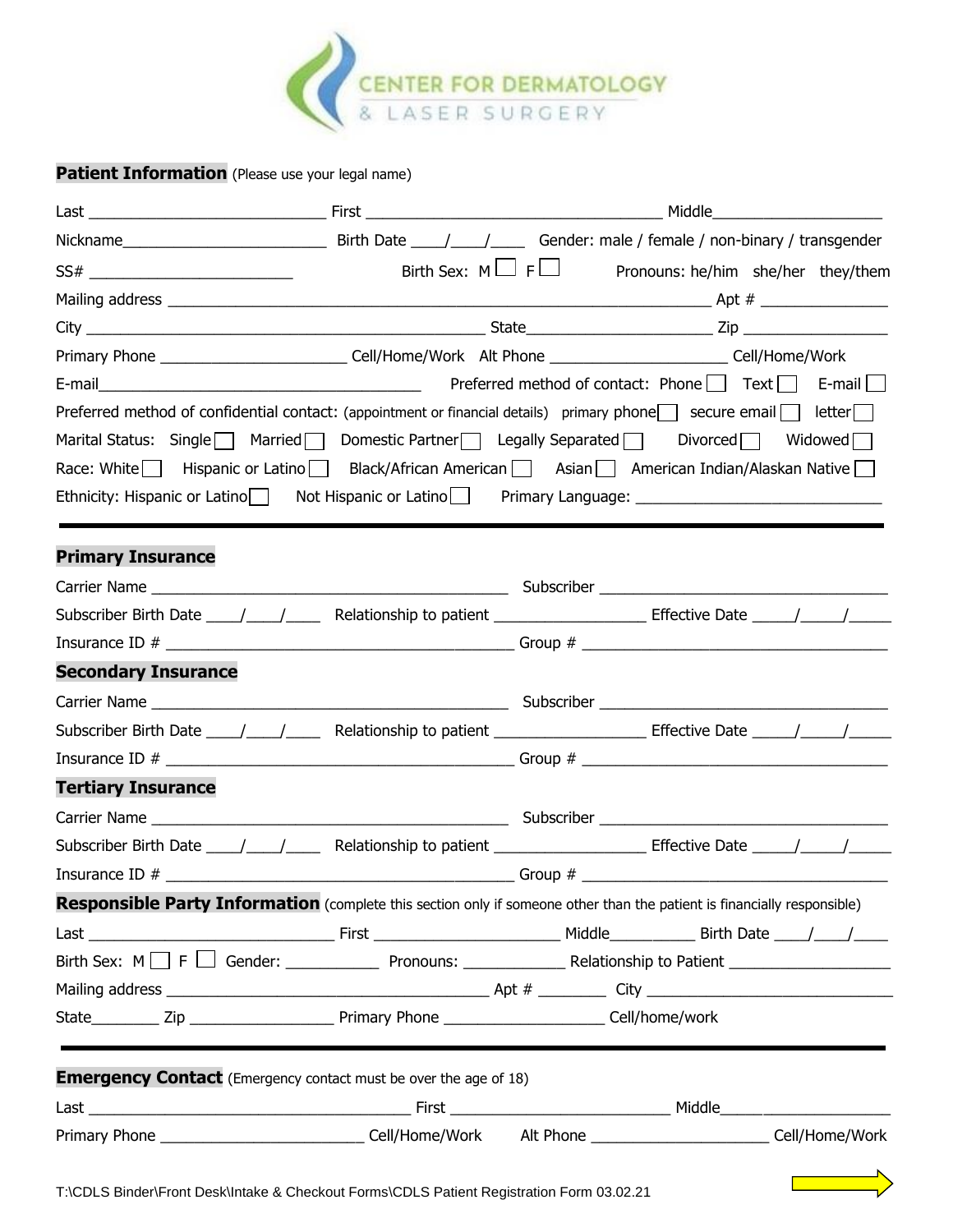# CENTER FOR DERMATOLOGY & LASER SURGERY

**Patient Information** (Please use your legal name)

Last ____________________________ First ____________________________________ Middle____________________

Nickname________________________ Birth Date ____/____/____ Gender: male / female / non-binary / transgender

SS# ________________________ Birth Sex: M ☐ F ☐ Pronouns: he/him she/her they/them

Mailing address _________________________________________________________________ Apt # _______________

City ________________________________________________ State______________________ Zip _________________

Primary Phone ______________________ Cell/Home/Work Alt Phone ____________________ Cell/Home/Work

E-mail______________________________________ Preferred method of contact: Phone ☐ Text ☐ E-mail ☐

Preferred method of confidential contact: (appointment or financial details) primary phone ☐ secure email ☐ letter ☐

Marital Status: Single ☐ Married ☐ Domestic Partner ☐ Legally Separated ☐ Divorced ☐ Widowed ☐

Race: White ☐ Hispanic or Latino ☐ Black/African American ☐ Asian ☐ American Indian/Alaskan Native ☐

Ethnicity: Hispanic or Latino ☐ Not Hispanic or Latino ☐ Primary Language: ____________________________

---

**Primary Insurance**

Carrier Name ___________________________________________ Subscriber __________________________________

Subscriber Birth Date ____/____/____ Relationship to patient _________________ Effective Date _____/_____/_____

Insurance ID # __________________________________________ Group # ____________________________________

**Secondary Insurance**

Carrier Name ___________________________________________ Subscriber __________________________________

Subscriber Birth Date ____/____/____ Relationship to patient _________________ Effective Date _____/_____/_____

Insurance ID # __________________________________________ Group # ____________________________________

**Tertiary Insurance**

Carrier Name ___________________________________________ Subscriber __________________________________

Subscriber Birth Date ____/____/____ Relationship to patient _________________ Effective Date _____/_____/_____

Insurance ID # __________________________________________ Group # ____________________________________

**Responsible Party Information** (complete this section only if someone other than the patient is financially responsible)

Last _____________________________ First ______________________ Middle__________ Birth Date ____/____/____

Birth Sex: M ☐ F ☐ Gender: ___________ Pronouns: ____________ Relationship to Patient __________________

Mailing address _______________________________________ Apt # ________ City ______________________________

State________ Zip ________________ Primary Phone ___________________ Cell/home/work

---

**Emergency Contact** (Emergency contact must be over the age of 18)

Last ________________________________________ First ___________________________ Middle_____________________

Primary Phone ________________________ Cell/Home/Work Alt Phone _____________________ Cell/Home/Work

T:\CDLS Binder\Front Desk\Intake & Checkout Forms\CDLS Patient Registration Form 03.02.21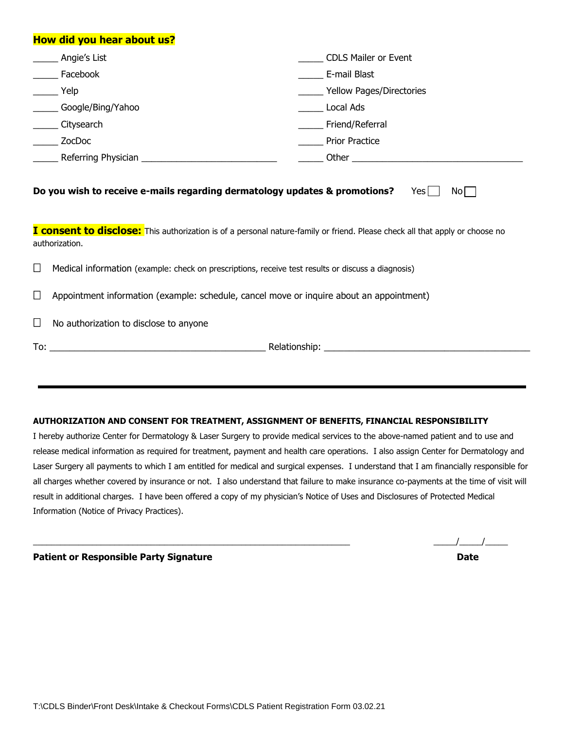## How did you hear about us?

_____ Angie's List
_____ Facebook
_____ Yelp
_____ Google/Bing/Yahoo
_____ Citysearch
_____ ZocDoc
_____ Referring Physician ___________________________
_____ CDLS Mailer or Event
_____ E-mail Blast
_____ Yellow Pages/Directories
_____ Local Ads
_____ Friend/Referral
_____ Prior Practice
_____ Other __________________________________

**Do you wish to receive e-mails regarding dermatology updates & promotions?** Yes ☐ No ☐

**I consent to disclose:** This authorization is of a personal nature-family or friend. Please check all that apply or choose no authorization.

☐ Medical information (example: check on prescriptions, receive test results or discuss a diagnosis)

☐ Appointment information (example: schedule, cancel move or inquire about an appointment)

☐ No authorization to disclose to anyone

To: ___________________________________________ Relationship: _________________________________________

---

**AUTHORIZATION AND CONSENT FOR TREATMENT, ASSIGNMENT OF BENEFITS, FINANCIAL RESPONSIBILITY**

I hereby authorize Center for Dermatology & Laser Surgery to provide medical services to the above-named patient and to use and release medical information as required for treatment, payment and health care operations. I also assign Center for Dermatology and Laser Surgery all payments to which I am entitled for medical and surgical expenses. I understand that I am financially responsible for all charges whether covered by insurance or not. I also understand that failure to make insurance co-payments at the time of visit will result in additional charges. I have been offered a copy of my physician's Notice of Uses and Disclosures of Protected Medical Information (Notice of Privacy Practices).

_________________________________________________________________ _____/_____/_____

**Patient or Responsible Party Signature** **Date**

T:\CDLS Binder\Front Desk\Intake & Checkout Forms\CDLS Patient Registration Form 03.02.21